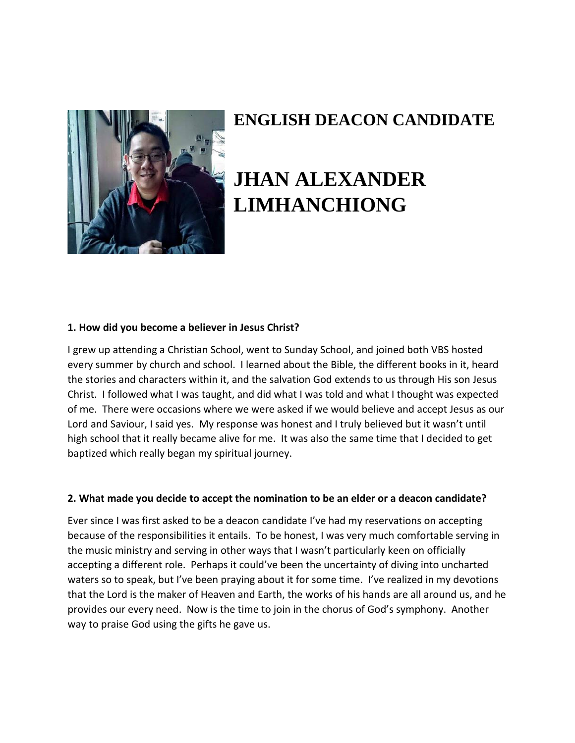# ENGLISH DEACON CANDIDATE

# JHAN ALEXANDER LIMHANCHIONG

**1. How did you become a believer in Jesus Christ?**

I grew up attending a Christian School, went to Sunday School, and joined both VBS hosted every summer by church and school. I learned about the Bible, the different books in it, heard the stories and characters within it, and the salvation God extends to us through His son Jesus Christ. I followed what I was taught, and did what I was told and what I thought was expected of me. There were occasions where we were asked if we would believe and accept Jesus as our Lord and Saviour, I said yes. My response was honest and I truly believed but it wasn't until high school that it really became alive for me. It was also the same time that I decided to get baptized which really began my spiritual journey.

**2. What made you decide to accept the nomination to be an elder or a deacon candidate?**

Ever since I was first asked to be a deacon candidate I've had my reservations on accepting because of the responsibilities it entails. To be honest, I was very much comfortable serving in the music ministry and serving in other ways that I wasn't particularly keen on officially accepting a different role. Perhaps it could've been the uncertainty of diving into uncharted waters so to speak, but I've been praying about it for some time. I've realized in my devotions that the Lord is the maker of Heaven and Earth, the works of his hands are all around us, and he provides our every need. Now is the time to join in the chorus of God's symphony. Another way to praise God using the gifts he gave us.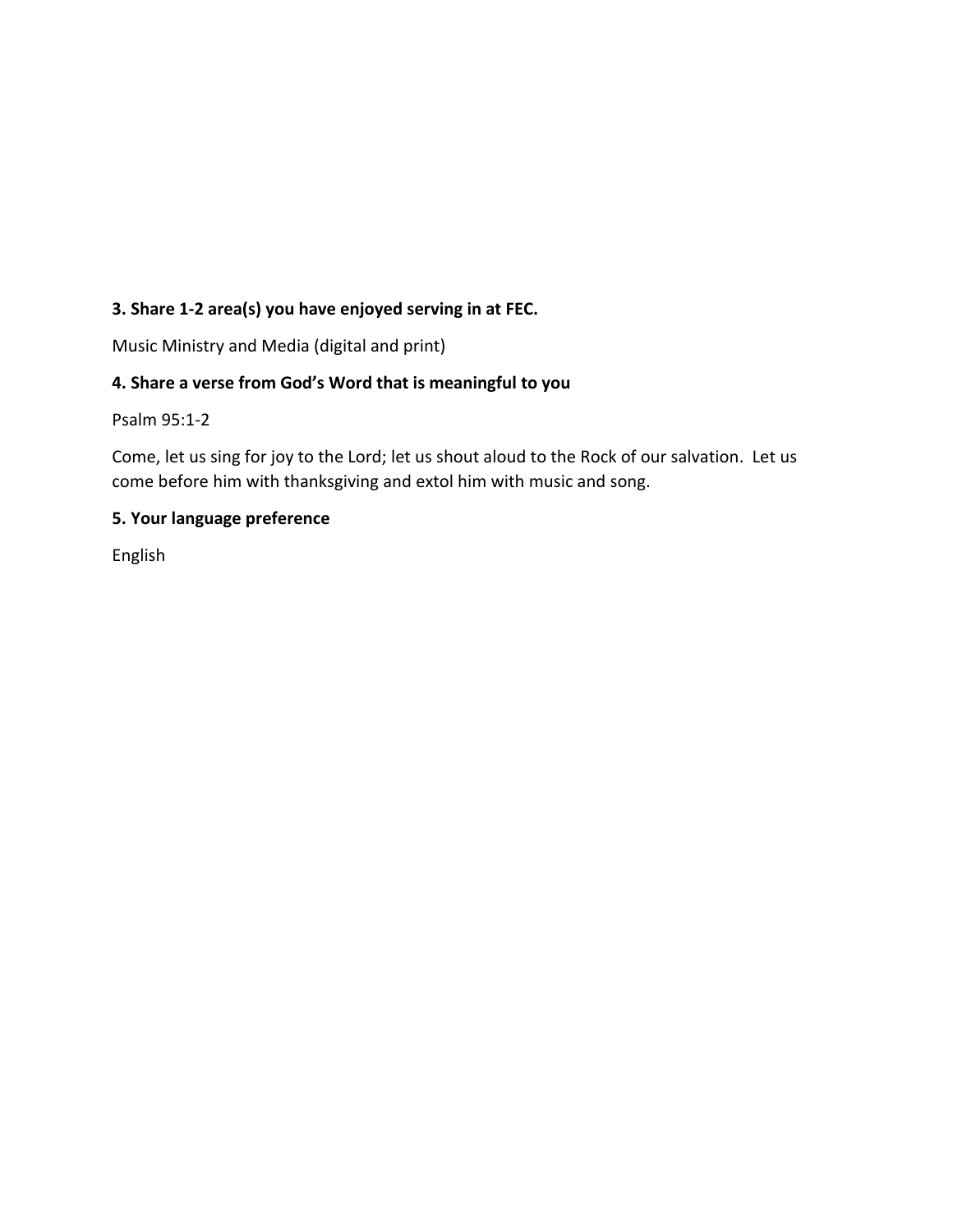**3. Share 1-2 area(s) you have enjoyed serving in at FEC.**

Music Ministry and Media (digital and print)

**4. Share a verse from God's Word that is meaningful to you**

Psalm 95:1-2

Come, let us sing for joy to the Lord; let us shout aloud to the Rock of our salvation. Let us come before him with thanksgiving and extol him with music and song.

**5. Your language preference**

English